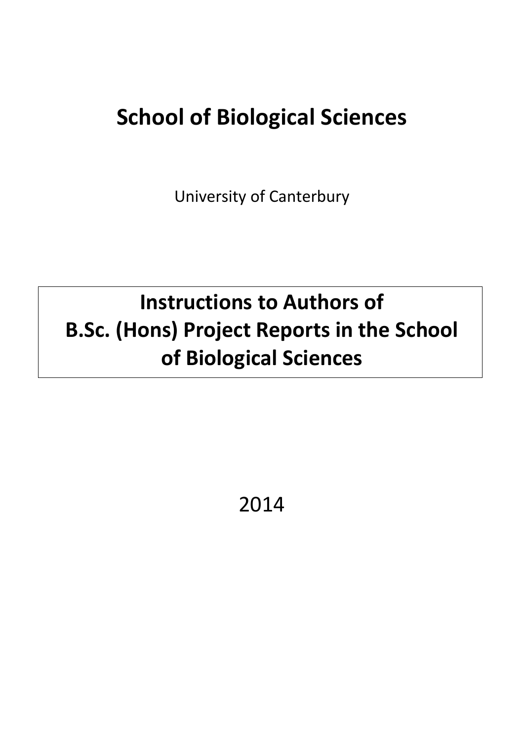# School of Biological Sciences

University of Canterbury

## Instructions to Authors of B.Sc. (Hons) Project Reports in the School of Biological Sciences

2014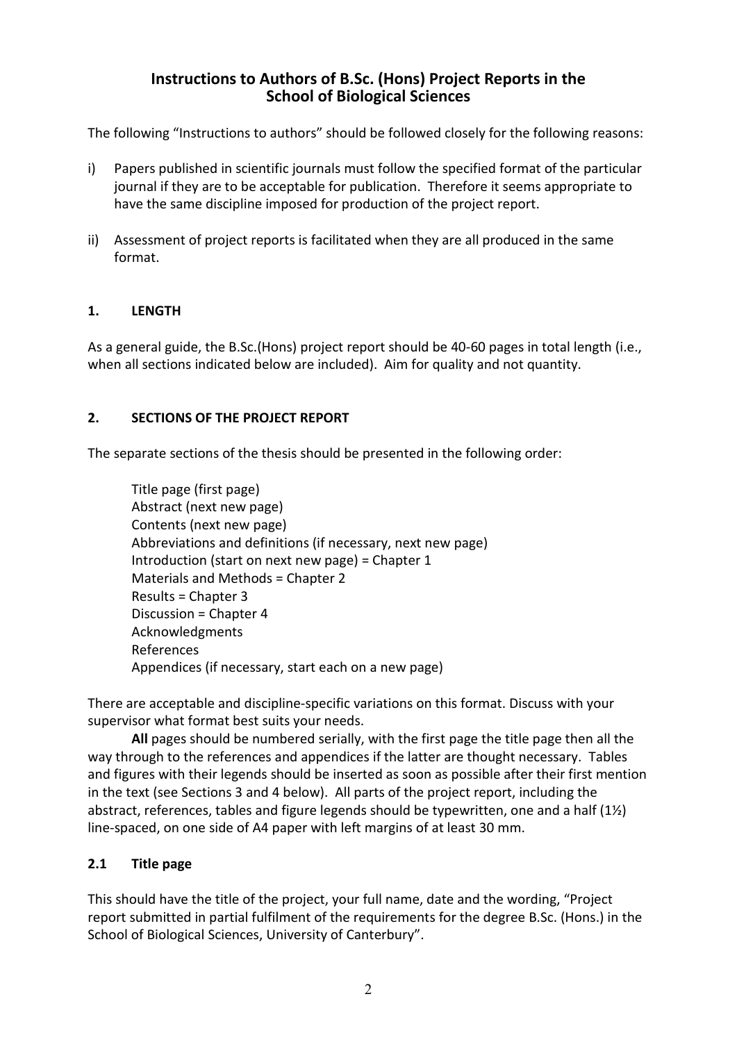# Instructions to Authors of B.Sc. (Hons) Project Reports in the School of Biological Sciences

The following "Instructions to authors" should be followed closely for the following reasons:

i) Papers published in scientific journals must follow the specified format of the particular journal if they are to be acceptable for publication. Therefore it seems appropriate to have the same discipline imposed for production of the project report.

ii) Assessment of project reports is facilitated when they are all produced in the same format.

## 1. LENGTH

As a general guide, the B.Sc.(Hons) project report should be 40-60 pages in total length (i.e., when all sections indicated below are included). Aim for quality and not quantity.

## 2. SECTIONS OF THE PROJECT REPORT

The separate sections of the thesis should be presented in the following order:

Title page (first page)
Abstract (next new page)
Contents (next new page)
Abbreviations and definitions (if necessary, next new page)
Introduction (start on next new page) = Chapter 1
Materials and Methods = Chapter 2
Results = Chapter 3
Discussion = Chapter 4
Acknowledgments
References
Appendices (if necessary, start each on a new page)

There are acceptable and discipline-specific variations on this format. Discuss with your supervisor what format best suits your needs.

**All** pages should be numbered serially, with the first page the title page then all the way through to the references and appendices if the latter are thought necessary. Tables and figures with their legends should be inserted as soon as possible after their first mention in the text (see Sections 3 and 4 below). All parts of the project report, including the abstract, references, tables and figure legends should be typewritten, one and a half (1½) line-spaced, on one side of A4 paper with left margins of at least 30 mm.

### 2.1 Title page

This should have the title of the project, your full name, date and the wording, "Project report submitted in partial fulfilment of the requirements for the degree B.Sc. (Hons.) in the School of Biological Sciences, University of Canterbury".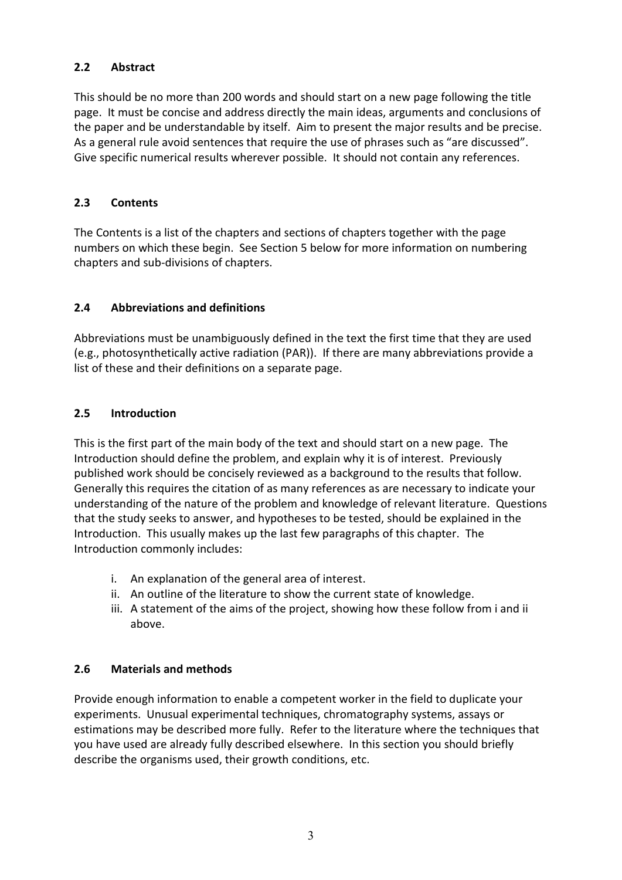## 2.2 Abstract

This should be no more than 200 words and should start on a new page following the title page. It must be concise and address directly the main ideas, arguments and conclusions of the paper and be understandable by itself. Aim to present the major results and be precise. As a general rule avoid sentences that require the use of phrases such as "are discussed". Give specific numerical results wherever possible. It should not contain any references.

## 2.3 Contents

The Contents is a list of the chapters and sections of chapters together with the page numbers on which these begin. See Section 5 below for more information on numbering chapters and sub-divisions of chapters.

## 2.4 Abbreviations and definitions

Abbreviations must be unambiguously defined in the text the first time that they are used (e.g., photosynthetically active radiation (PAR)). If there are many abbreviations provide a list of these and their definitions on a separate page.

## 2.5 Introduction

This is the first part of the main body of the text and should start on a new page. The Introduction should define the problem, and explain why it is of interest. Previously published work should be concisely reviewed as a background to the results that follow. Generally this requires the citation of as many references as are necessary to indicate your understanding of the nature of the problem and knowledge of relevant literature. Questions that the study seeks to answer, and hypotheses to be tested, should be explained in the Introduction. This usually makes up the last few paragraphs of this chapter. The Introduction commonly includes:

i. An explanation of the general area of interest.
ii. An outline of the literature to show the current state of knowledge.
iii. A statement of the aims of the project, showing how these follow from i and ii above.

## 2.6 Materials and methods

Provide enough information to enable a competent worker in the field to duplicate your experiments. Unusual experimental techniques, chromatography systems, assays or estimations may be described more fully. Refer to the literature where the techniques that you have used are already fully described elsewhere. In this section you should briefly describe the organisms used, their growth conditions, etc.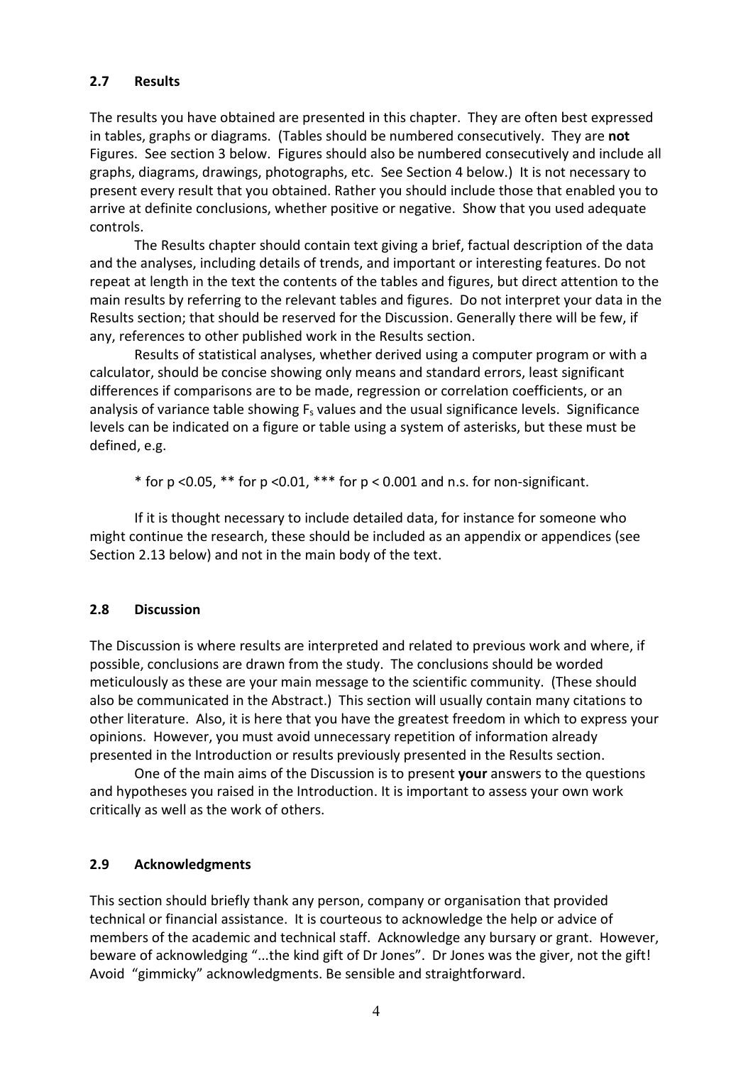## 2.7 Results

The results you have obtained are presented in this chapter. They are often best expressed in tables, graphs or diagrams. (Tables should be numbered consecutively. They are **not** Figures. See section 3 below. Figures should also be numbered consecutively and include all graphs, diagrams, drawings, photographs, etc. See Section 4 below.) It is not necessary to present every result that you obtained. Rather you should include those that enabled you to arrive at definite conclusions, whether positive or negative. Show that you used adequate controls.

The Results chapter should contain text giving a brief, factual description of the data and the analyses, including details of trends, and important or interesting features. Do not repeat at length in the text the contents of the tables and figures, but direct attention to the main results by referring to the relevant tables and figures. Do not interpret your data in the Results section; that should be reserved for the Discussion. Generally there will be few, if any, references to other published work in the Results section.

Results of statistical analyses, whether derived using a computer program or with a calculator, should be concise showing only means and standard errors, least significant differences if comparisons are to be made, regression or correlation coefficients, or an analysis of variance table showing $F_s$ values and the usual significance levels. Significance levels can be indicated on a figure or table using a system of asterisks, but these must be defined, e.g.

\* for $p < 0.05$, ** for $p < 0.01$, *** for $p < 0.001$ and n.s. for non-significant.

If it is thought necessary to include detailed data, for instance for someone who might continue the research, these should be included as an appendix or appendices (see Section 2.13 below) and not in the main body of the text.

## 2.8 Discussion

The Discussion is where results are interpreted and related to previous work and where, if possible, conclusions are drawn from the study. The conclusions should be worded meticulously as these are your main message to the scientific community. (These should also be communicated in the Abstract.) This section will usually contain many citations to other literature. Also, it is here that you have the greatest freedom in which to express your opinions. However, you must avoid unnecessary repetition of information already presented in the Introduction or results previously presented in the Results section.

One of the main aims of the Discussion is to present **your** answers to the questions and hypotheses you raised in the Introduction. It is important to assess your own work critically as well as the work of others.

## 2.9 Acknowledgments

This section should briefly thank any person, company or organisation that provided technical or financial assistance. It is courteous to acknowledge the help or advice of members of the academic and technical staff. Acknowledge any bursary or grant. However, beware of acknowledging "...the kind gift of Dr Jones". Dr Jones was the giver, not the gift! Avoid "gimmicky" acknowledgments. Be sensible and straightforward.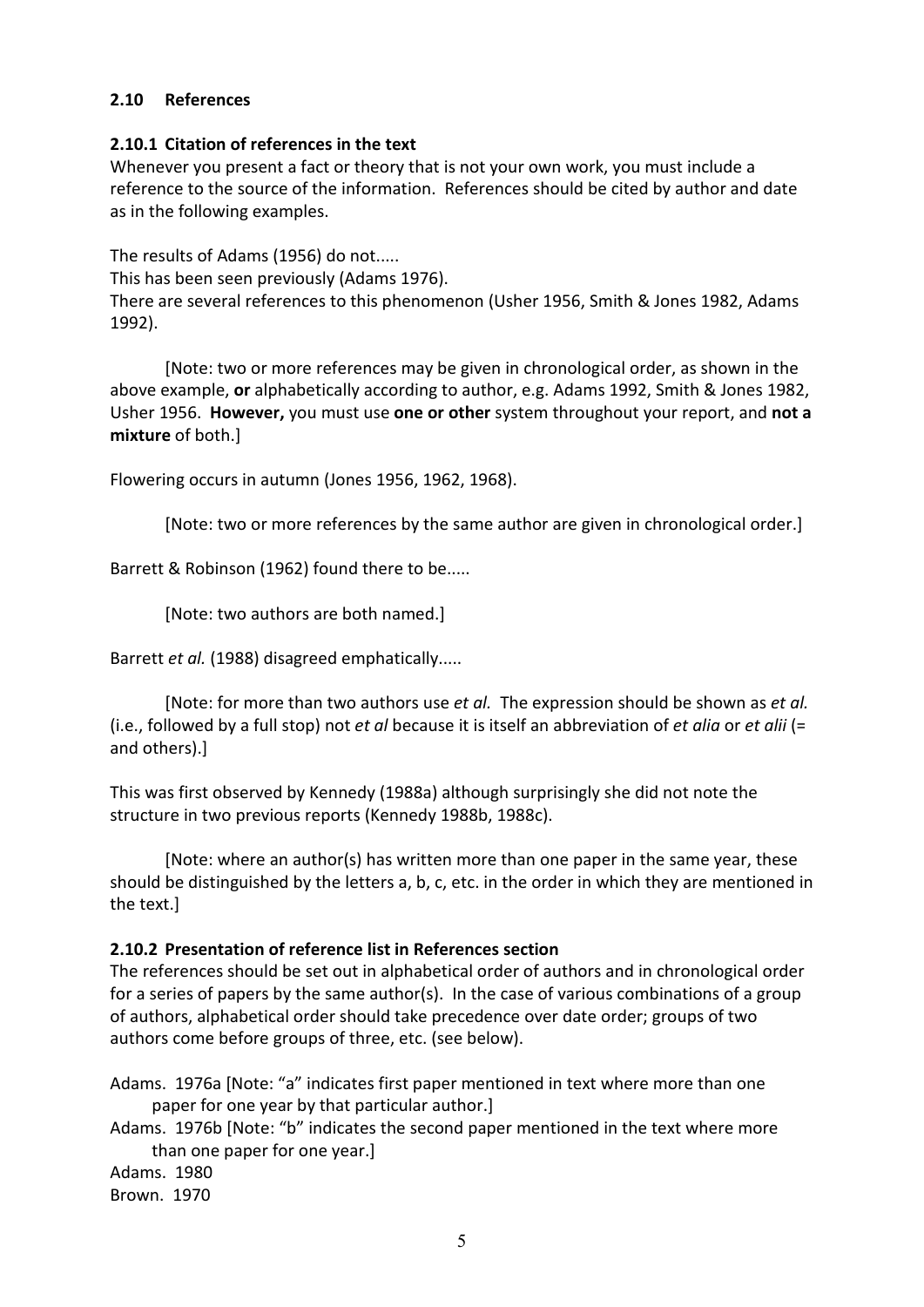### 2.10 References

#### 2.10.1 Citation of references in the text

Whenever you present a fact or theory that is not your own work, you must include a reference to the source of the information. References should be cited by author and date as in the following examples.

The results of Adams (1956) do not.....
This has been seen previously (Adams 1976).
There are several references to this phenomenon (Usher 1956, Smith & Jones 1982, Adams 1992).

[Note: two or more references may be given in chronological order, as shown in the above example, **or** alphabetically according to author, e.g. Adams 1992, Smith & Jones 1982, Usher 1956. **However,** you must use **one or other** system throughout your report, and **not a mixture** of both.]

Flowering occurs in autumn (Jones 1956, 1962, 1968).

[Note: two or more references by the same author are given in chronological order.]

Barrett & Robinson (1962) found there to be.....

[Note: two authors are both named.]

Barrett *et al.* (1988) disagreed emphatically.....

[Note: for more than two authors use *et al.* The expression should be shown as *et al.* (i.e., followed by a full stop) not *et al* because it is itself an abbreviation of *et alia* or *et alii* (= and others).]

This was first observed by Kennedy (1988a) although surprisingly she did not note the structure in two previous reports (Kennedy 1988b, 1988c).

[Note: where an author(s) has written more than one paper in the same year, these should be distinguished by the letters a, b, c, etc. in the order in which they are mentioned in the text.]

#### 2.10.2 Presentation of reference list in References section

The references should be set out in alphabetical order of authors and in chronological order for a series of papers by the same author(s). In the case of various combinations of a group of authors, alphabetical order should take precedence over date order; groups of two authors come before groups of three, etc. (see below).

Adams. 1976a [Note: "a" indicates first paper mentioned in text where more than one paper for one year by that particular author.]
Adams. 1976b [Note: "b" indicates the second paper mentioned in the text where more than one paper for one year.]
Adams. 1980
Brown. 1970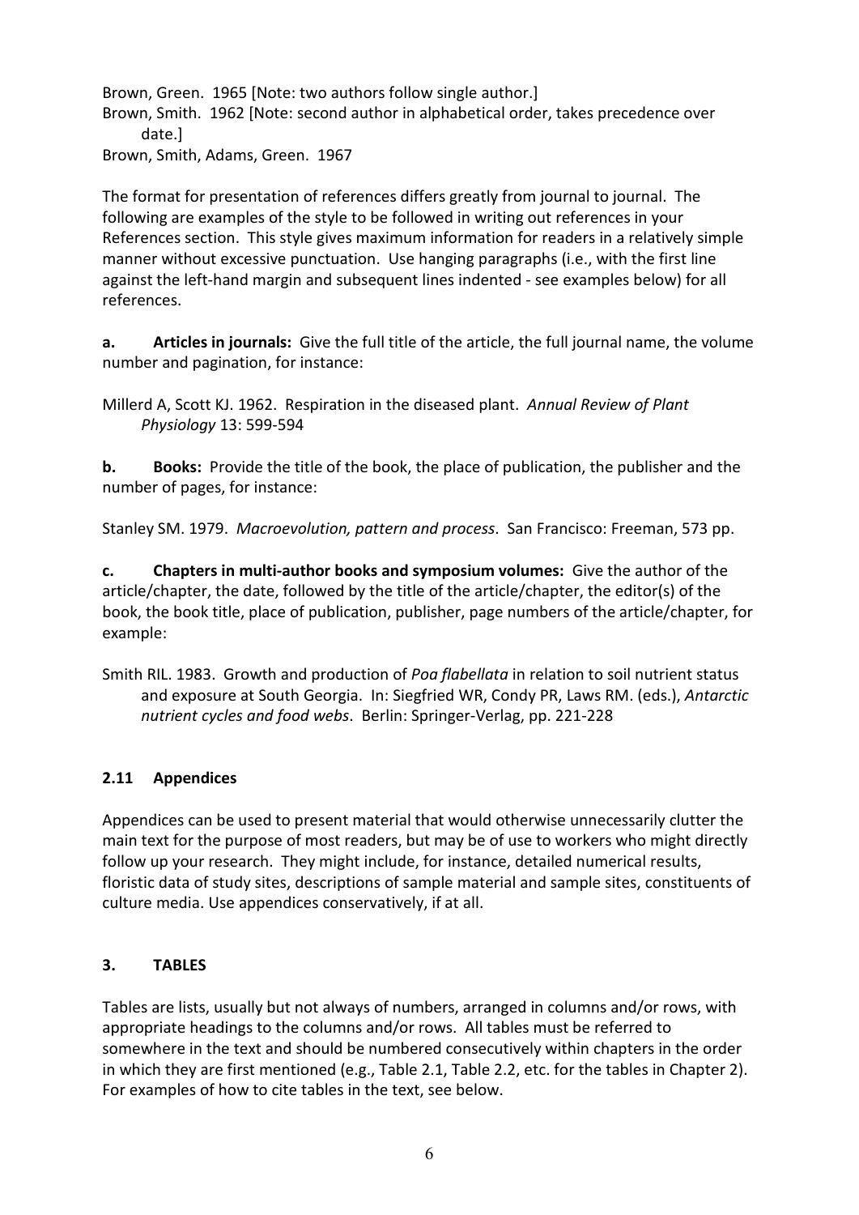Brown, Green. 1965 [Note: two authors follow single author.]
Brown, Smith. 1962 [Note: second author in alphabetical order, takes precedence over date.]
Brown, Smith, Adams, Green. 1967

The format for presentation of references differs greatly from journal to journal. The following are examples of the style to be followed in writing out references in your References section. This style gives maximum information for readers in a relatively simple manner without excessive punctuation. Use hanging paragraphs (i.e., with the first line against the left-hand margin and subsequent lines indented - see examples below) for all references.

**a. Articles in journals:** Give the full title of the article, the full journal name, the volume number and pagination, for instance:

Millerd A, Scott KJ. 1962. Respiration in the diseased plant. *Annual Review of Plant Physiology* 13: 599-594

**b. Books:** Provide the title of the book, the place of publication, the publisher and the number of pages, for instance:

Stanley SM. 1979. *Macroevolution, pattern and process*. San Francisco: Freeman, 573 pp.

**c. Chapters in multi-author books and symposium volumes:** Give the author of the article/chapter, the date, followed by the title of the article/chapter, the editor(s) of the book, the book title, place of publication, publisher, page numbers of the article/chapter, for example:

Smith RIL. 1983. Growth and production of *Poa flabellata* in relation to soil nutrient status and exposure at South Georgia. In: Siegfried WR, Condy PR, Laws RM. (eds.), *Antarctic nutrient cycles and food webs*. Berlin: Springer-Verlag, pp. 221-228

### 2.11 Appendices

Appendices can be used to present material that would otherwise unnecessarily clutter the main text for the purpose of most readers, but may be of use to workers who might directly follow up your research. They might include, for instance, detailed numerical results, floristic data of study sites, descriptions of sample material and sample sites, constituents of culture media. Use appendices conservatively, if at all.

## 3. TABLES

Tables are lists, usually but not always of numbers, arranged in columns and/or rows, with appropriate headings to the columns and/or rows. All tables must be referred to somewhere in the text and should be numbered consecutively within chapters in the order in which they are first mentioned (e.g., Table 2.1, Table 2.2, etc. for the tables in Chapter 2). For examples of how to cite tables in the text, see below.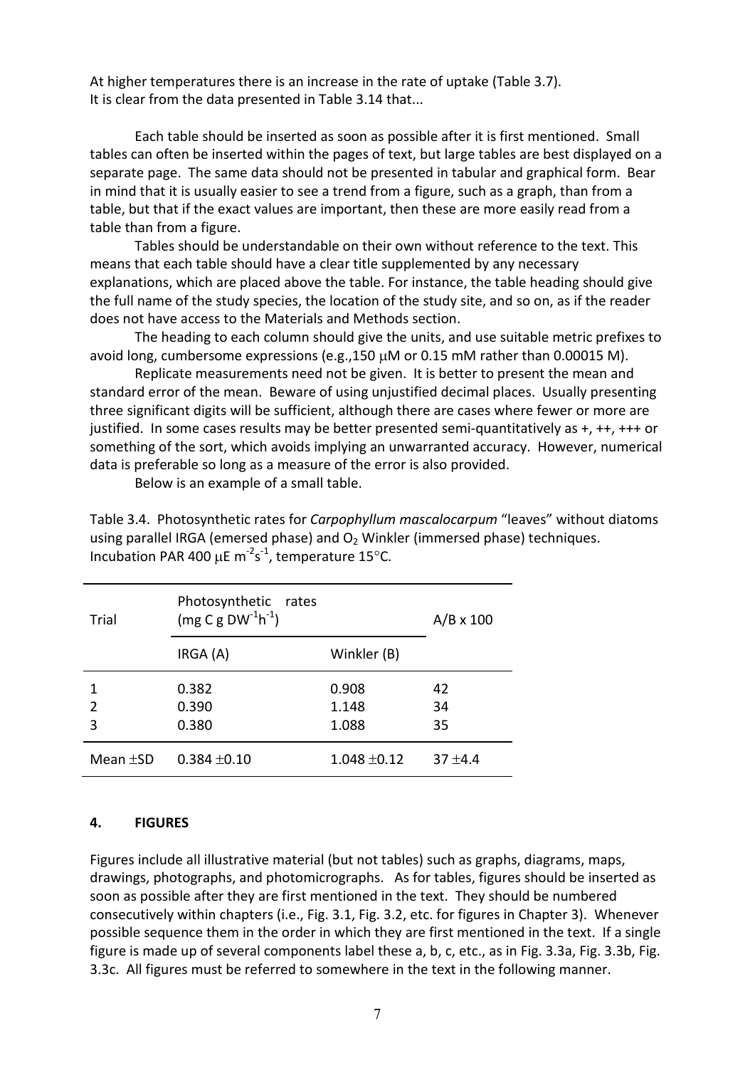At higher temperatures there is an increase in the rate of uptake (Table 3.7).
It is clear from the data presented in Table 3.14 that...

Each table should be inserted as soon as possible after it is first mentioned. Small tables can often be inserted within the pages of text, but large tables are best displayed on a separate page. The same data should not be presented in tabular and graphical form. Bear in mind that it is usually easier to see a trend from a figure, such as a graph, than from a table, but that if the exact values are important, then these are more easily read from a table than from a figure.

Tables should be understandable on their own without reference to the text. This means that each table should have a clear title supplemented by any necessary explanations, which are placed above the table. For instance, the table heading should give the full name of the study species, the location of the study site, and so on, as if the reader does not have access to the Materials and Methods section.

The heading to each column should give the units, and use suitable metric prefixes to avoid long, cumbersome expressions (e.g.,150 μM or 0.15 mM rather than 0.00015 M).

Replicate measurements need not be given. It is better to present the mean and standard error of the mean. Beware of using unjustified decimal places. Usually presenting three significant digits will be sufficient, although there are cases where fewer or more are justified. In some cases results may be better presented semi-quantitatively as +, ++, +++ or something of the sort, which avoids implying an unwarranted accuracy. However, numerical data is preferable so long as a measure of the error is also provided.

Below is an example of a small table.

Table 3.4. Photosynthetic rates for *Carpophyllum mascalocarpum* "leaves" without diatoms using parallel IRGA (emersed phase) and $O_2$ Winkler (immersed phase) techniques. Incubation PAR 400 $\mu E\ m^{-2}s^{-1}$, temperature 15°C.

| Trial | Photosynthetic rates ($mg\ C\ g\ DW^{-1}h^{-1}$) | | A/B x 100 |
|---|---|---|---|
| | IRGA (A) | Winkler (B) | |
| 1 | 0.382 | 0.908 | 42 |
| 2 | 0.390 | 1.148 | 34 |
| 3 | 0.380 | 1.088 | 35 |
| Mean ±SD | 0.384 ±0.10 | 1.048 ±0.12 | 37 ±4.4 |

## 4. FIGURES

Figures include all illustrative material (but not tables) such as graphs, diagrams, maps, drawings, photographs, and photomicrographs. As for tables, figures should be inserted as soon as possible after they are first mentioned in the text. They should be numbered consecutively within chapters (i.e., Fig. 3.1, Fig. 3.2, etc. for figures in Chapter 3). Whenever possible sequence them in the order in which they are first mentioned in the text. If a single figure is made up of several components label these a, b, c, etc., as in Fig. 3.3a, Fig. 3.3b, Fig. 3.3c. All figures must be referred to somewhere in the text in the following manner.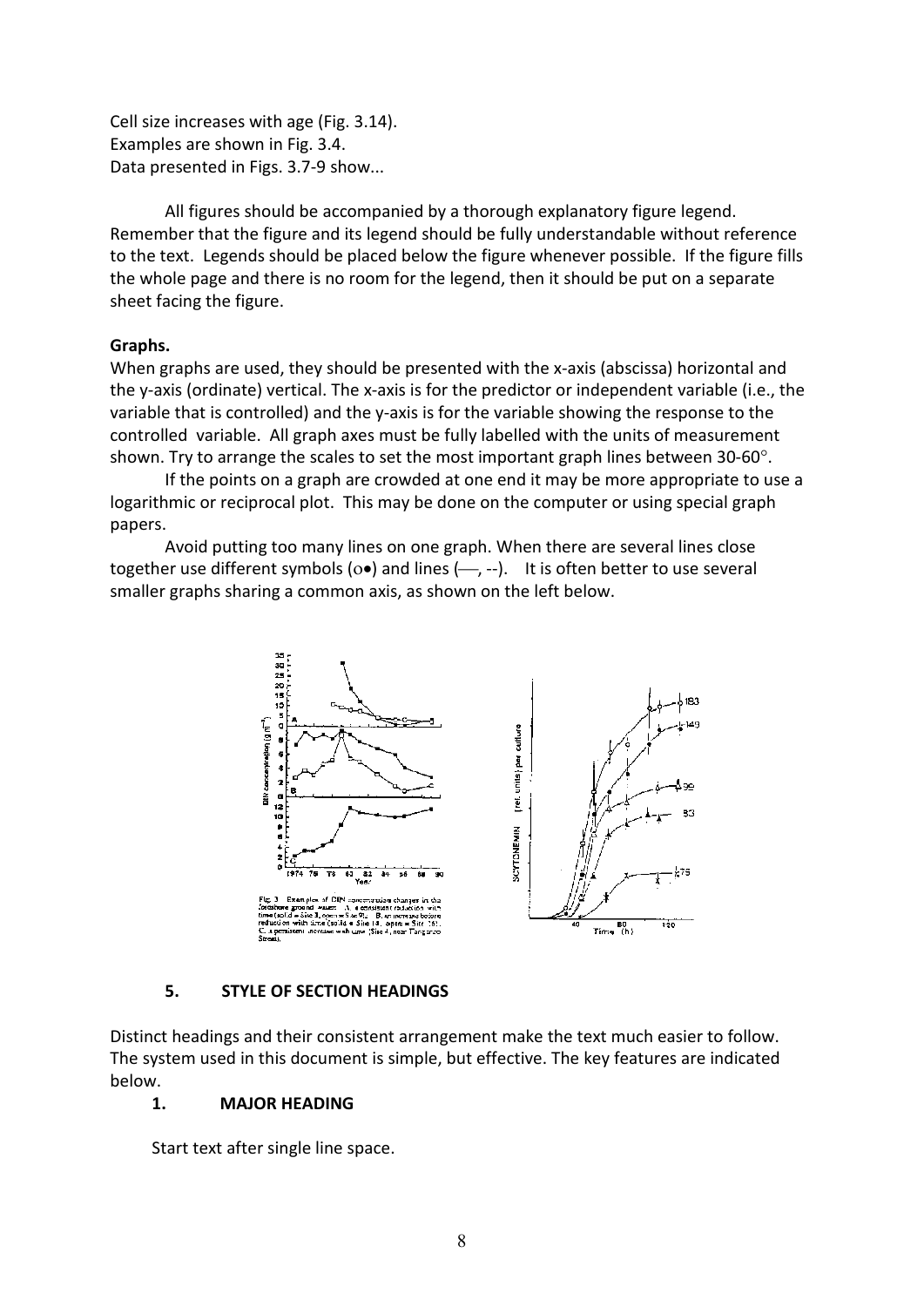Cell size increases with age (Fig. 3.14).
Examples are shown in Fig. 3.4.
Data presented in Figs. 3.7-9 show...

All figures should be accompanied by a thorough explanatory figure legend. Remember that the figure and its legend should be fully understandable without reference to the text. Legends should be placed below the figure whenever possible. If the figure fills the whole page and there is no room for the legend, then it should be put on a separate sheet facing the figure.

**Graphs.**

When graphs are used, they should be presented with the x-axis (abscissa) horizontal and the y-axis (ordinate) vertical. The x-axis is for the predictor or independent variable (i.e., the variable that is controlled) and the y-axis is for the variable showing the response to the controlled variable. All graph axes must be fully labelled with the units of measurement shown. Try to arrange the scales to set the most important graph lines between 30-60°.

If the points on a graph are crowded at one end it may be more appropriate to use a logarithmic or reciprocal plot. This may be done on the computer or using special graph papers.

Avoid putting too many lines on one graph. When there are several lines close together use different symbols (o•) and lines (—, --). It is often better to use several smaller graphs sharing a common axis, as shown on the left below.

Fig. 3 Examples of DIN concentration changes in the foreshore ground water: A, a consistent reduction with time (solid = Site 3, open = Site 9); B, an increase before reduction with time (solid = Site 14, open = Site 16); C, a persistent increase with time (Site 4, near Tangaroa Street).

## 5. STYLE OF SECTION HEADINGS

Distinct headings and their consistent arrangement make the text much easier to follow. The system used in this document is simple, but effective. The key features are indicated below.

**1. MAJOR HEADING**

Start text after single line space.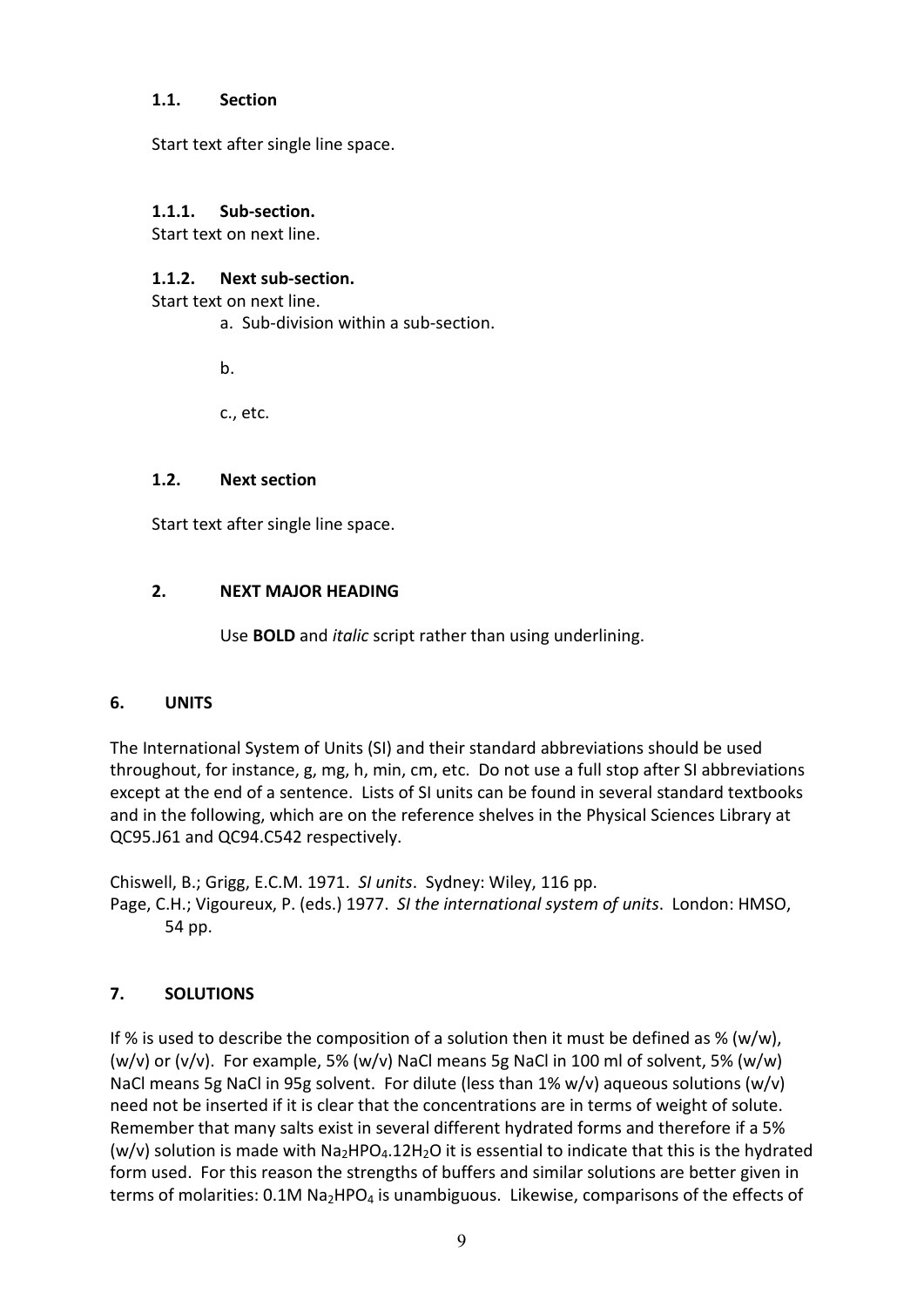### 1.1. Section

Start text after single line space.

#### 1.1.1. Sub-section.
Start text on next line.

#### 1.1.2. Next sub-section.
Start text on next line.

a. Sub-division within a sub-section.

b.

c., etc.

### 1.2. Next section

Start text after single line space.

## 2. NEXT MAJOR HEADING

Use **BOLD** and *italic* script rather than using underlining.

## 6. UNITS

The International System of Units (SI) and their standard abbreviations should be used throughout, for instance, g, mg, h, min, cm, etc. Do not use a full stop after SI abbreviations except at the end of a sentence. Lists of SI units can be found in several standard textbooks and in the following, which are on the reference shelves in the Physical Sciences Library at QC95.J61 and QC94.C542 respectively.

Chiswell, B.; Grigg, E.C.M. 1971. *SI units*. Sydney: Wiley, 116 pp.
Page, C.H.; Vigoureux, P. (eds.) 1977. *SI the international system of units*. London: HMSO, 54 pp.

## 7. SOLUTIONS

If % is used to describe the composition of a solution then it must be defined as % (w/w), (w/v) or (v/v). For example, 5% (w/v) NaCl means 5g NaCl in 100 ml of solvent, 5% (w/w) NaCl means 5g NaCl in 95g solvent. For dilute (less than 1% w/v) aqueous solutions (w/v) need not be inserted if it is clear that the concentrations are in terms of weight of solute. Remember that many salts exist in several different hydrated forms and therefore if a 5% (w/v) solution is made with $Na_2HPO_4.12H_2O$ it is essential to indicate that this is the hydrated form used. For this reason the strengths of buffers and similar solutions are better given in terms of molarities: 0.1M $Na_2HPO_4$ is unambiguous. Likewise, comparisons of the effects of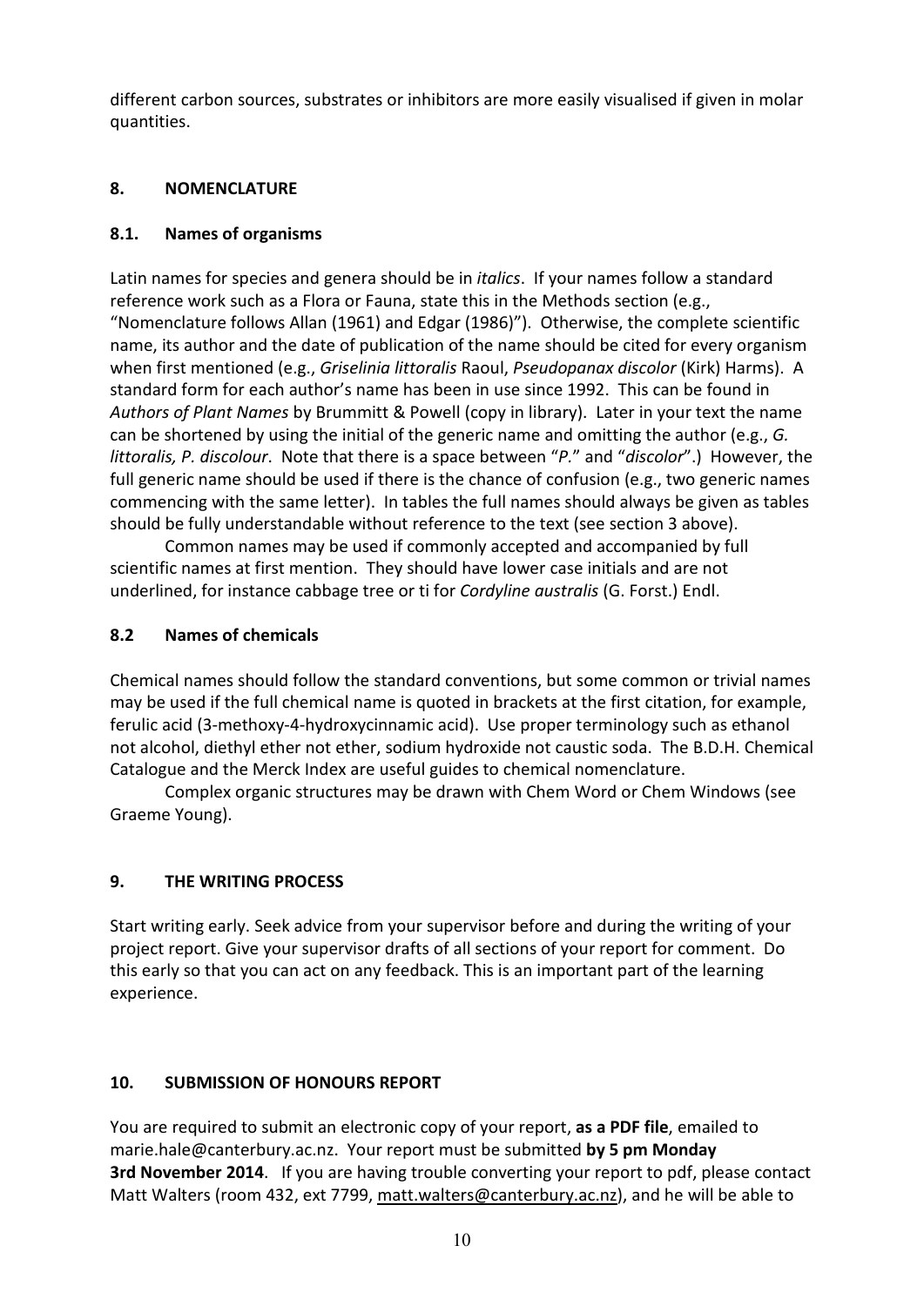different carbon sources, substrates or inhibitors are more easily visualised if given in molar quantities.

## 8. NOMENCLATURE

### 8.1. Names of organisms

Latin names for species and genera should be in *italics*. If your names follow a standard reference work such as a Flora or Fauna, state this in the Methods section (e.g., "Nomenclature follows Allan (1961) and Edgar (1986)"). Otherwise, the complete scientific name, its author and the date of publication of the name should be cited for every organism when first mentioned (e.g., *Griselinia littoralis* Raoul, *Pseudopanax discolor* (Kirk) Harms). A standard form for each author's name has been in use since 1992. This can be found in *Authors of Plant Names* by Brummitt & Powell (copy in library). Later in your text the name can be shortened by using the initial of the generic name and omitting the author (e.g., *G. littoralis, P. discolour*. Note that there is a space between "*P.*" and "*discolor*".) However, the full generic name should be used if there is the chance of confusion (e.g., two generic names commencing with the same letter). In tables the full names should always be given as tables should be fully understandable without reference to the text (see section 3 above).

Common names may be used if commonly accepted and accompanied by full scientific names at first mention. They should have lower case initials and are not underlined, for instance cabbage tree or ti for *Cordyline australis* (G. Forst.) Endl.

### 8.2 Names of chemicals

Chemical names should follow the standard conventions, but some common or trivial names may be used if the full chemical name is quoted in brackets at the first citation, for example, ferulic acid (3-methoxy-4-hydroxycinnamic acid). Use proper terminology such as ethanol not alcohol, diethyl ether not ether, sodium hydroxide not caustic soda. The B.D.H. Chemical Catalogue and the Merck Index are useful guides to chemical nomenclature.

Complex organic structures may be drawn with Chem Word or Chem Windows (see Graeme Young).

## 9. THE WRITING PROCESS

Start writing early. Seek advice from your supervisor before and during the writing of your project report. Give your supervisor drafts of all sections of your report for comment. Do this early so that you can act on any feedback. This is an important part of the learning experience.

## 10. SUBMISSION OF HONOURS REPORT

You are required to submit an electronic copy of your report, **as a PDF file**, emailed to marie.hale@canterbury.ac.nz. Your report must be submitted **by 5 pm Monday 3rd November 2014**. If you are having trouble converting your report to pdf, please contact Matt Walters (room 432, ext 7799, matt.walters@canterbury.ac.nz), and he will be able to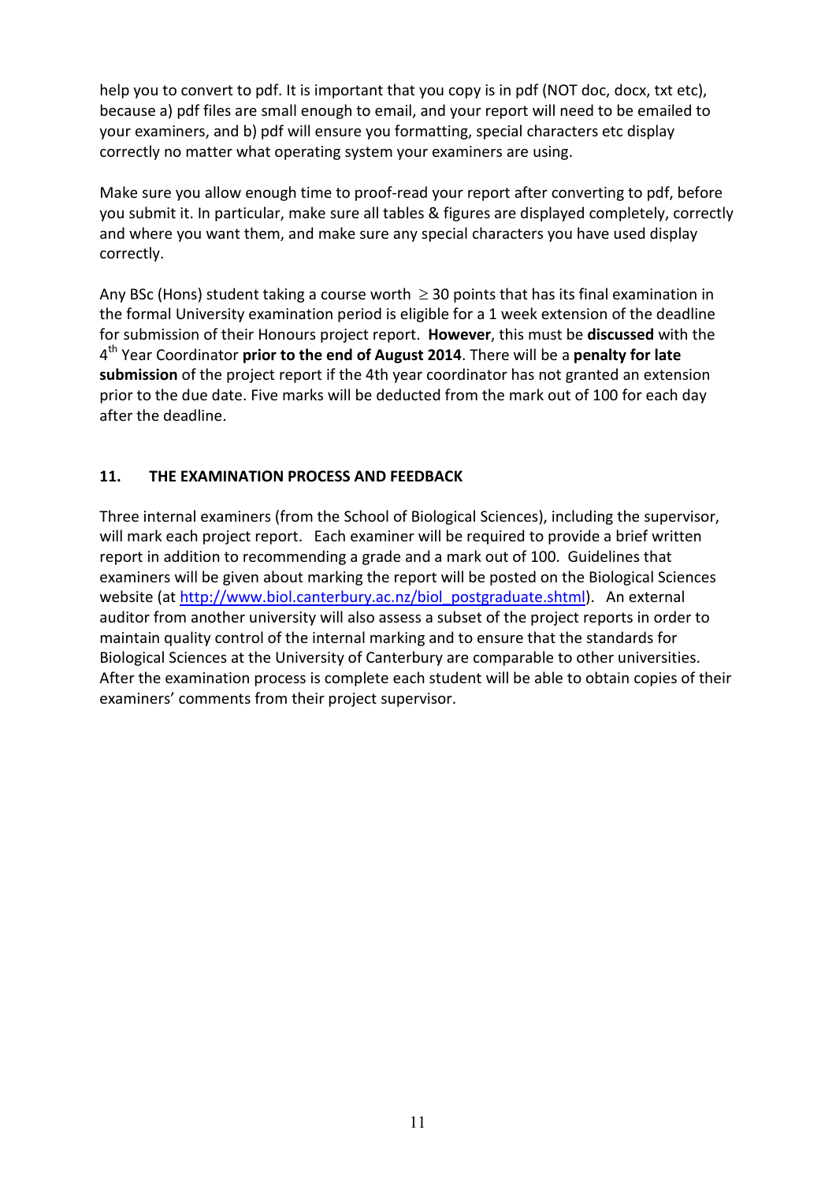help you to convert to pdf. It is important that you copy is in pdf (NOT doc, docx, txt etc), because a) pdf files are small enough to email, and your report will need to be emailed to your examiners, and b) pdf will ensure you formatting, special characters etc display correctly no matter what operating system your examiners are using.

Make sure you allow enough time to proof-read your report after converting to pdf, before you submit it. In particular, make sure all tables & figures are displayed completely, correctly and where you want them, and make sure any special characters you have used display correctly.

Any BSc (Hons) student taking a course worth $\geq 30$ points that has its final examination in the formal University examination period is eligible for a 1 week extension of the deadline for submission of their Honours project report. **However**, this must be **discussed** with the 4th Year Coordinator **prior to the end of August 2014**. There will be a **penalty for late submission** of the project report if the 4th year coordinator has not granted an extension prior to the due date. Five marks will be deducted from the mark out of 100 for each day after the deadline.

## 11. THE EXAMINATION PROCESS AND FEEDBACK

Three internal examiners (from the School of Biological Sciences), including the supervisor, will mark each project report. Each examiner will be required to provide a brief written report in addition to recommending a grade and a mark out of 100. Guidelines that examiners will be given about marking the report will be posted on the Biological Sciences website (at http://www.biol.canterbury.ac.nz/biol_postgraduate.shtml). An external auditor from another university will also assess a subset of the project reports in order to maintain quality control of the internal marking and to ensure that the standards for Biological Sciences at the University of Canterbury are comparable to other universities. After the examination process is complete each student will be able to obtain copies of their examiners' comments from their project supervisor.